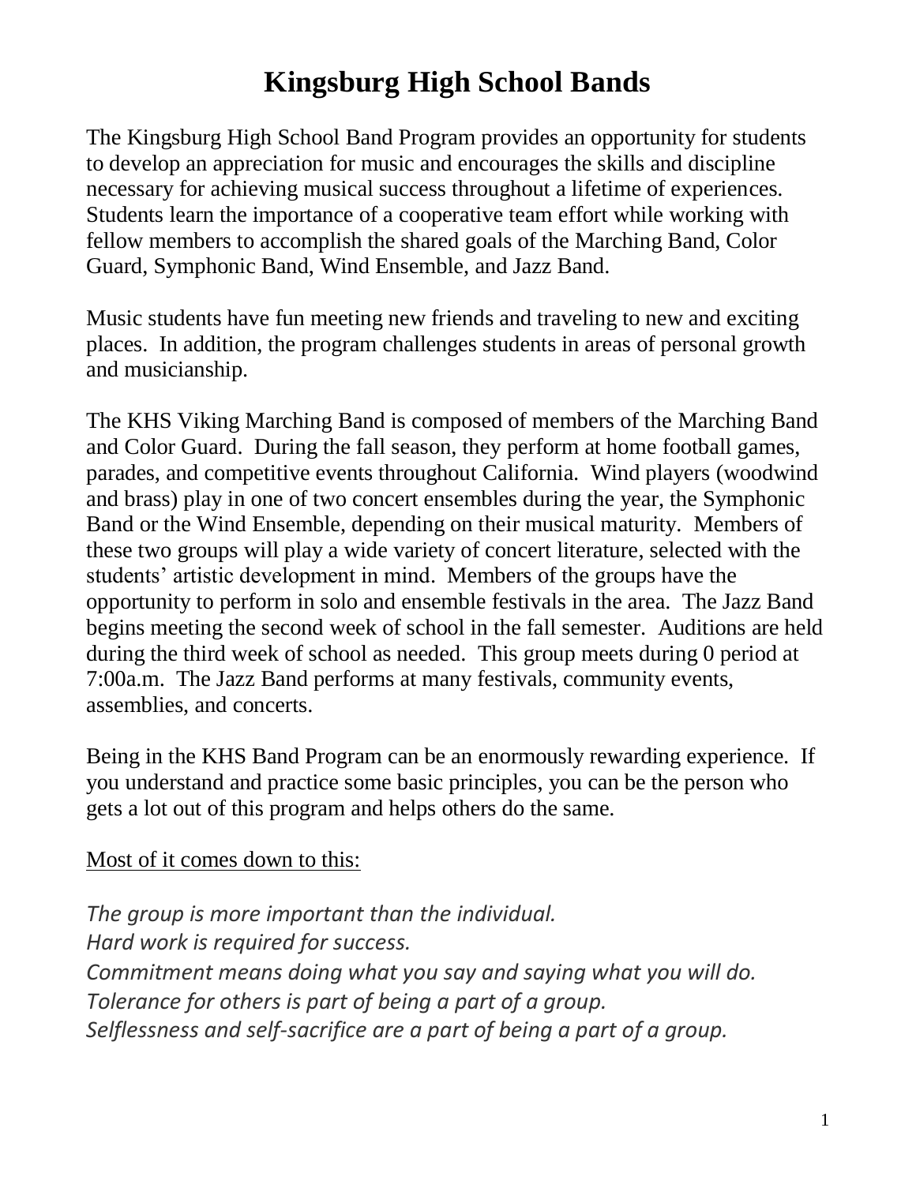# Kingsburg High School Bands

The Kingsburg High School Band Program provides an opportunity for students to develop an appreciation for music and encourages the skills and discipline necessary for achieving musical success throughout a lifetime of experiences. Students learn the importance of a cooperative team effort while working with fellow members to accomplish the shared goals of the Marching Band, Color Guard, Symphonic Band, Wind Ensemble, and Jazz Band.

Music students have fun meeting new friends and traveling to new and exciting places. In addition, the program challenges students in areas of personal growth and musicianship.

The KHS Viking Marching Band is composed of members of the Marching Band and Color Guard. During the fall season, they perform at home football games, parades, and competitive events throughout California. Wind players (woodwind and brass) play in one of two concert ensembles during the year, the Symphonic Band or the Wind Ensemble, depending on their musical maturity. Members of these two groups will play a wide variety of concert literature, selected with the students' artistic development in mind. Members of the groups have the opportunity to perform in solo and ensemble festivals in the area. The Jazz Band begins meeting the second week of school in the fall semester. Auditions are held during the third week of school as needed. This group meets during 0 period at 7:00a.m. The Jazz Band performs at many festivals, community events, assemblies, and concerts.

Being in the KHS Band Program can be an enormously rewarding experience. If you understand and practice some basic principles, you can be the person who gets a lot out of this program and helps others do the same.

<u>Most of it comes down to this:</u>

*The group is more important than the individual.*
*Hard work is required for success.*
*Commitment means doing what you say and saying what you will do.*
*Tolerance for others is part of being a part of a group.*
*Selflessness and self-sacrifice are a part of being a part of a group.*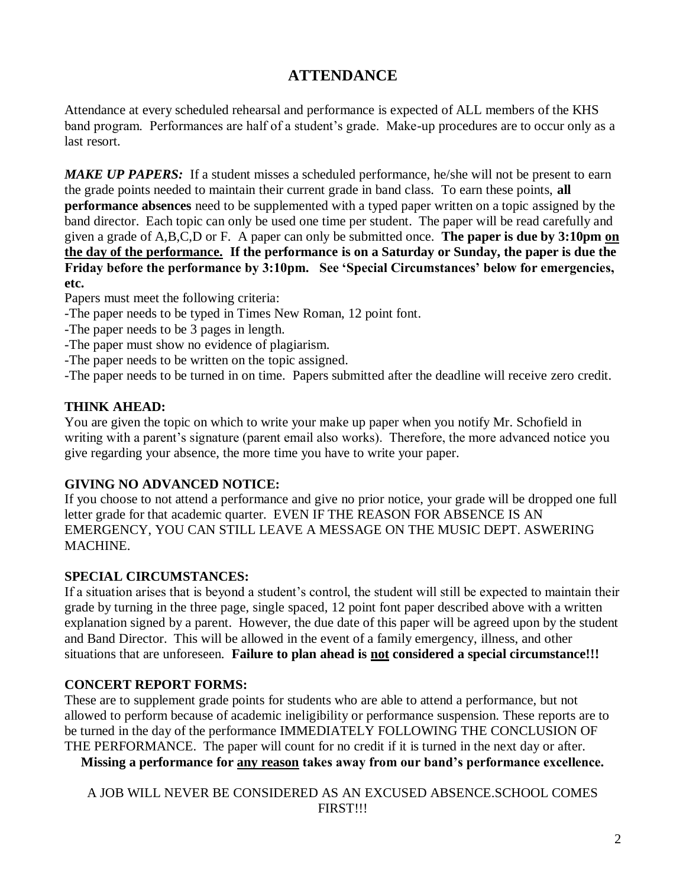# ATTENDANCE

Attendance at every scheduled rehearsal and performance is expected of ALL members of the KHS band program. Performances are half of a student's grade. Make-up procedures are to occur only as a last resort.

***MAKE UP PAPERS:*** If a student misses a scheduled performance, he/she will not be present to earn the grade points needed to maintain their current grade in band class. To earn these points, **all performance absences** need to be supplemented with a typed paper written on a topic assigned by the band director. Each topic can only be used one time per student. The paper will be read carefully and given a grade of A,B,C,D or F. A paper can only be submitted once. **The paper is due by 3:10pm <u>on the day of the performance.</u> If the performance is on a Saturday or Sunday, the paper is due the Friday before the performance by 3:10pm. See 'Special Circumstances' below for emergencies, etc.**

Papers must meet the following criteria:

-The paper needs to be typed in Times New Roman, 12 point font.
-The paper needs to be 3 pages in length.
-The paper must show no evidence of plagiarism.
-The paper needs to be written on the topic assigned.
-The paper needs to be turned in on time. Papers submitted after the deadline will receive zero credit.

**THINK AHEAD:**

You are given the topic on which to write your make up paper when you notify Mr. Schofield in writing with a parent's signature (parent email also works). Therefore, the more advanced notice you give regarding your absence, the more time you have to write your paper.

**GIVING NO ADVANCED NOTICE:**

If you choose to not attend a performance and give no prior notice, your grade will be dropped one full letter grade for that academic quarter. EVEN IF THE REASON FOR ABSENCE IS AN EMERGENCY, YOU CAN STILL LEAVE A MESSAGE ON THE MUSIC DEPT. ASWERING MACHINE.

**SPECIAL CIRCUMSTANCES:**

If a situation arises that is beyond a student's control, the student will still be expected to maintain their grade by turning in the three page, single spaced, 12 point font paper described above with a written explanation signed by a parent. However, the due date of this paper will be agreed upon by the student and Band Director. This will be allowed in the event of a family emergency, illness, and other situations that are unforeseen. **Failure to plan ahead is <u>not</u> considered a special circumstance!!!**

**CONCERT REPORT FORMS:**

These are to supplement grade points for students who are able to attend a performance, but not allowed to perform because of academic ineligibility or performance suspension. These reports are to be turned in the day of the performance IMMEDIATELY FOLLOWING THE CONCLUSION OF THE PERFORMANCE. The paper will count for no credit if it is turned in the next day or after.

**Missing a performance for <u>any reason</u> takes away from our band's performance excellence.**

A JOB WILL NEVER BE CONSIDERED AS AN EXCUSED ABSENCE.SCHOOL COMES FIRST!!!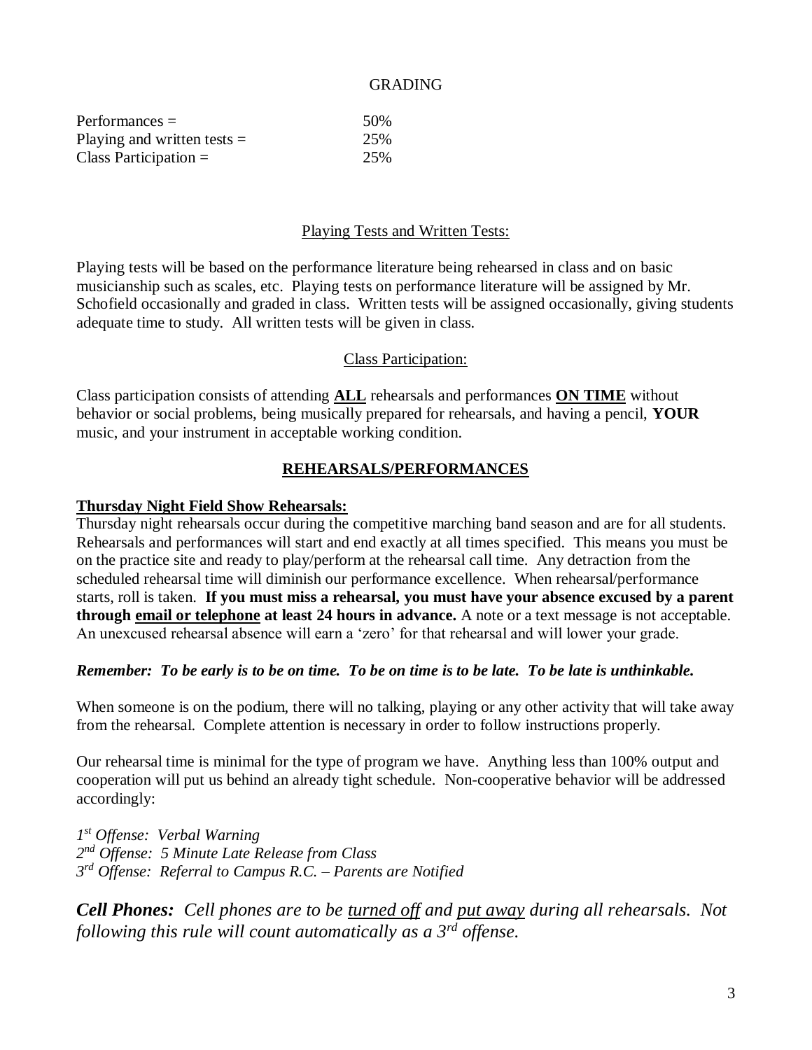## GRADING

| | |
|---|---|
| Performances = | 50% |
| Playing and written tests = | 25% |
| Class Participation = | 25% |

### Playing Tests and Written Tests:

Playing tests will be based on the performance literature being rehearsed in class and on basic musicianship such as scales, etc. Playing tests on performance literature will be assigned by Mr. Schofield occasionally and graded in class. Written tests will be assigned occasionally, giving students adequate time to study. All written tests will be given in class.

### Class Participation:

Class participation consists of attending **ALL** rehearsals and performances **ON TIME** without behavior or social problems, being musically prepared for rehearsals, and having a pencil, **YOUR** music, and your instrument in acceptable working condition.

## REHEARSALS/PERFORMANCES

**Thursday Night Field Show Rehearsals:**

Thursday night rehearsals occur during the competitive marching band season and are for all students. Rehearsals and performances will start and end exactly at all times specified. This means you must be on the practice site and ready to play/perform at the rehearsal call time. Any detraction from the scheduled rehearsal time will diminish our performance excellence. When rehearsal/performance starts, roll is taken. **If you must miss a rehearsal, you must have your absence excused by a parent through email or telephone at least 24 hours in advance.** A note or a text message is not acceptable. An unexcused rehearsal absence will earn a 'zero' for that rehearsal and will lower your grade.

***Remember: To be early is to be on time. To be on time is to be late. To be late is unthinkable.***

When someone is on the podium, there will no talking, playing or any other activity that will take away from the rehearsal. Complete attention is necessary in order to follow instructions properly.

Our rehearsal time is minimal for the type of program we have. Anything less than 100% output and cooperation will put us behind an already tight schedule. Non-cooperative behavior will be addressed accordingly:

*1st Offense: Verbal Warning*
*2nd Offense: 5 Minute Late Release from Class*
*3rd Offense: Referral to Campus R.C. – Parents are Notified*

***Cell Phones:*** *Cell phones are to be turned off and put away during all rehearsals. Not following this rule will count automatically as a 3rd offense.*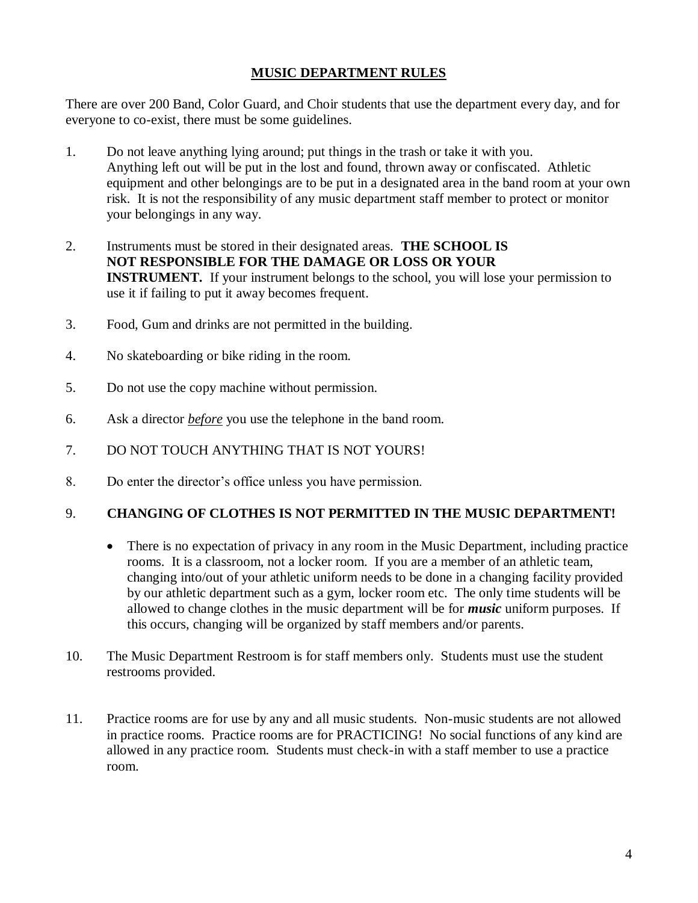# MUSIC DEPARTMENT RULES

There are over 200 Band, Color Guard, and Choir students that use the department every day, and for everyone to co-exist, there must be some guidelines.

1. Do not leave anything lying around; put things in the trash or take it with you. Anything left out will be put in the lost and found, thrown away or confiscated. Athletic equipment and other belongings are to be put in a designated area in the band room at your own risk. It is not the responsibility of any music department staff member to protect or monitor your belongings in any way.

2. Instruments must be stored in their designated areas. **THE SCHOOL IS NOT RESPONSIBLE FOR THE DAMAGE OR LOSS OR YOUR INSTRUMENT.** If your instrument belongs to the school, you will lose your permission to use it if failing to put it away becomes frequent.

3. Food, Gum and drinks are not permitted in the building.

4. No skateboarding or bike riding in the room.

5. Do not use the copy machine without permission.

6. Ask a director ***before*** you use the telephone in the band room.

7. DO NOT TOUCH ANYTHING THAT IS NOT YOURS!

8. Do enter the director's office unless you have permission.

9. **CHANGING OF CLOTHES IS NOT PERMITTED IN THE MUSIC DEPARTMENT!**
   - There is no expectation of privacy in any room in the Music Department, including practice rooms. It is a classroom, not a locker room. If you are a member of an athletic team, changing into/out of your athletic uniform needs to be done in a changing facility provided by our athletic department such as a gym, locker room etc. The only time students will be allowed to change clothes in the music department will be for ***music*** uniform purposes. If this occurs, changing will be organized by staff members and/or parents.

10. The Music Department Restroom is for staff members only. Students must use the student restrooms provided.

11. Practice rooms are for use by any and all music students. Non-music students are not allowed in practice rooms. Practice rooms are for PRACTICING! No social functions of any kind are allowed in any practice room. Students must check-in with a staff member to use a practice room.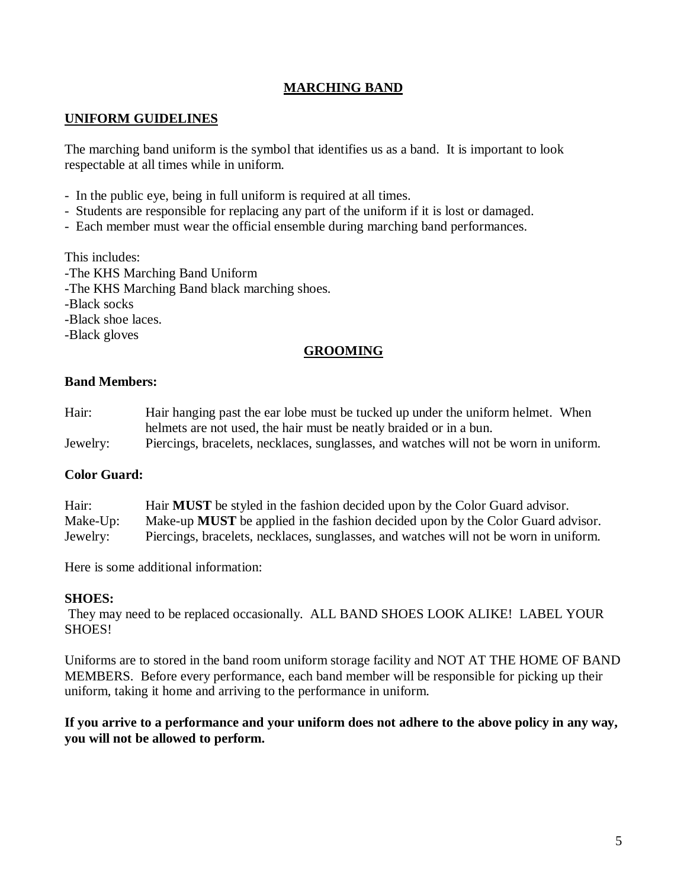# MARCHING BAND

## UNIFORM GUIDELINES

The marching band uniform is the symbol that identifies us as a band. It is important to look respectable at all times while in uniform.

- In the public eye, being in full uniform is required at all times.
- Students are responsible for replacing any part of the uniform if it is lost or damaged.
- Each member must wear the official ensemble during marching band performances.

This includes:

- The KHS Marching Band Uniform
- The KHS Marching Band black marching shoes.
- Black socks
- Black shoe laces.
- Black gloves

## GROOMING

**Band Members:**

Hair: Hair hanging past the ear lobe must be tucked up under the uniform helmet. When helmets are not used, the hair must be neatly braided or in a bun.

Jewelry: Piercings, bracelets, necklaces, sunglasses, and watches will not be worn in uniform.

**Color Guard:**

Hair: Hair **MUST** be styled in the fashion decided upon by the Color Guard advisor.

Make-Up: Make-up **MUST** be applied in the fashion decided upon by the Color Guard advisor.

Jewelry: Piercings, bracelets, necklaces, sunglasses, and watches will not be worn in uniform.

Here is some additional information:

**SHOES:**

They may need to be replaced occasionally. ALL BAND SHOES LOOK ALIKE! LABEL YOUR SHOES!

Uniforms are to stored in the band room uniform storage facility and NOT AT THE HOME OF BAND MEMBERS. Before every performance, each band member will be responsible for picking up their uniform, taking it home and arriving to the performance in uniform.

**If you arrive to a performance and your uniform does not adhere to the above policy in any way, you will not be allowed to perform.**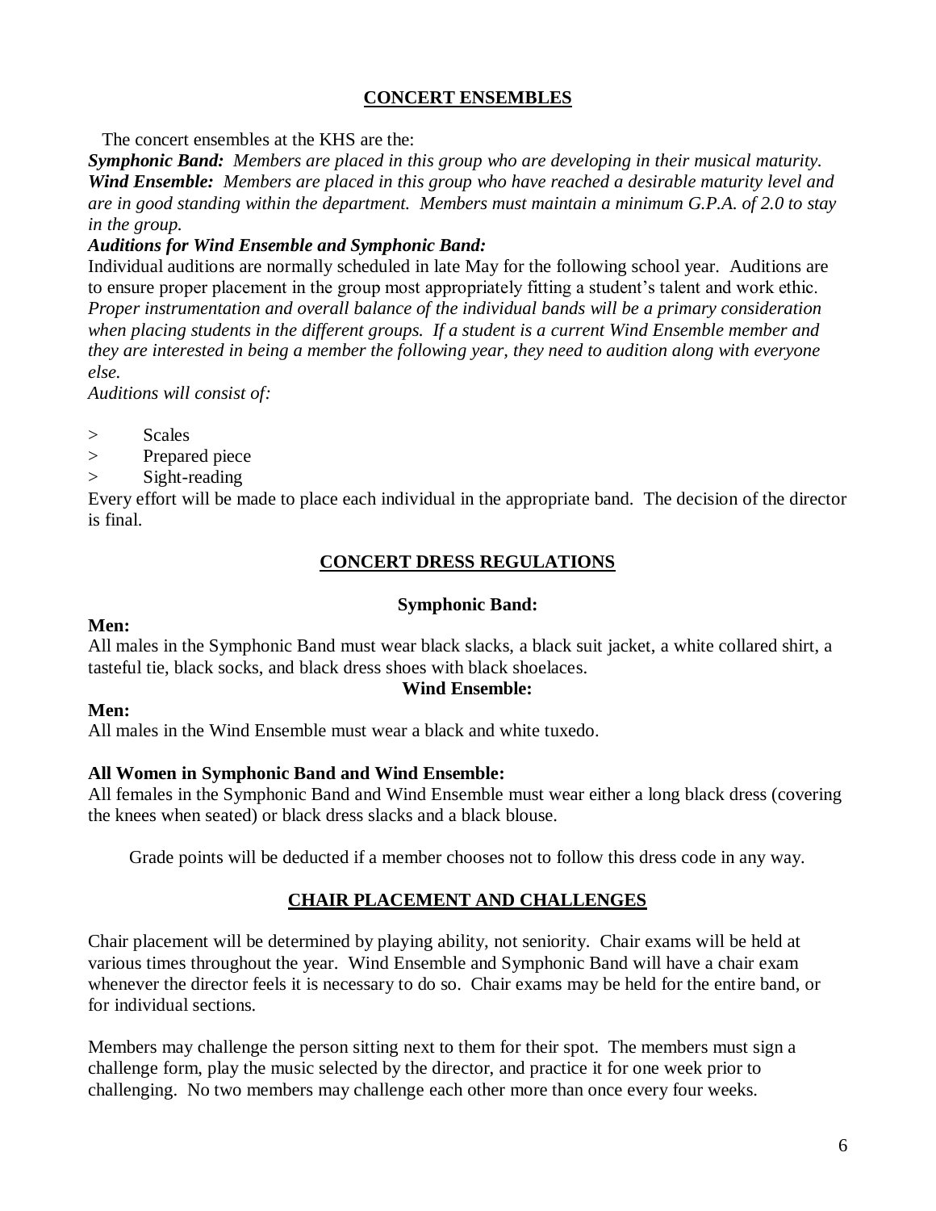## CONCERT ENSEMBLES

The concert ensembles at the KHS are the:

***Symphonic Band:*** *Members are placed in this group who are developing in their musical maturity.*
***Wind Ensemble:*** *Members are placed in this group who have reached a desirable maturity level and are in good standing within the department. Members must maintain a minimum G.P.A. of 2.0 to stay in the group.*

***Auditions for Wind Ensemble and Symphonic Band:***

Individual auditions are normally scheduled in late May for the following school year. Auditions are to ensure proper placement in the group most appropriately fitting a student's talent and work ethic. *Proper instrumentation and overall balance of the individual bands will be a primary consideration when placing students in the different groups. If a student is a current Wind Ensemble member and they are interested in being a member the following year, they need to audition along with everyone else.*

*Auditions will consist of:*

> Scales
> Prepared piece
> Sight-reading

Every effort will be made to place each individual in the appropriate band. The decision of the director is final.

## CONCERT DRESS REGULATIONS

### Symphonic Band:

**Men:**
All males in the Symphonic Band must wear black slacks, a black suit jacket, a white collared shirt, a tasteful tie, black socks, and black dress shoes with black shoelaces.

### Wind Ensemble:

**Men:**
All males in the Wind Ensemble must wear a black and white tuxedo.

**All Women in Symphonic Band and Wind Ensemble:**
All females in the Symphonic Band and Wind Ensemble must wear either a long black dress (covering the knees when seated) or black dress slacks and a black blouse.

Grade points will be deducted if a member chooses not to follow this dress code in any way.

## CHAIR PLACEMENT AND CHALLENGES

Chair placement will be determined by playing ability, not seniority. Chair exams will be held at various times throughout the year. Wind Ensemble and Symphonic Band will have a chair exam whenever the director feels it is necessary to do so. Chair exams may be held for the entire band, or for individual sections.

Members may challenge the person sitting next to them for their spot. The members must sign a challenge form, play the music selected by the director, and practice it for one week prior to challenging. No two members may challenge each other more than once every four weeks.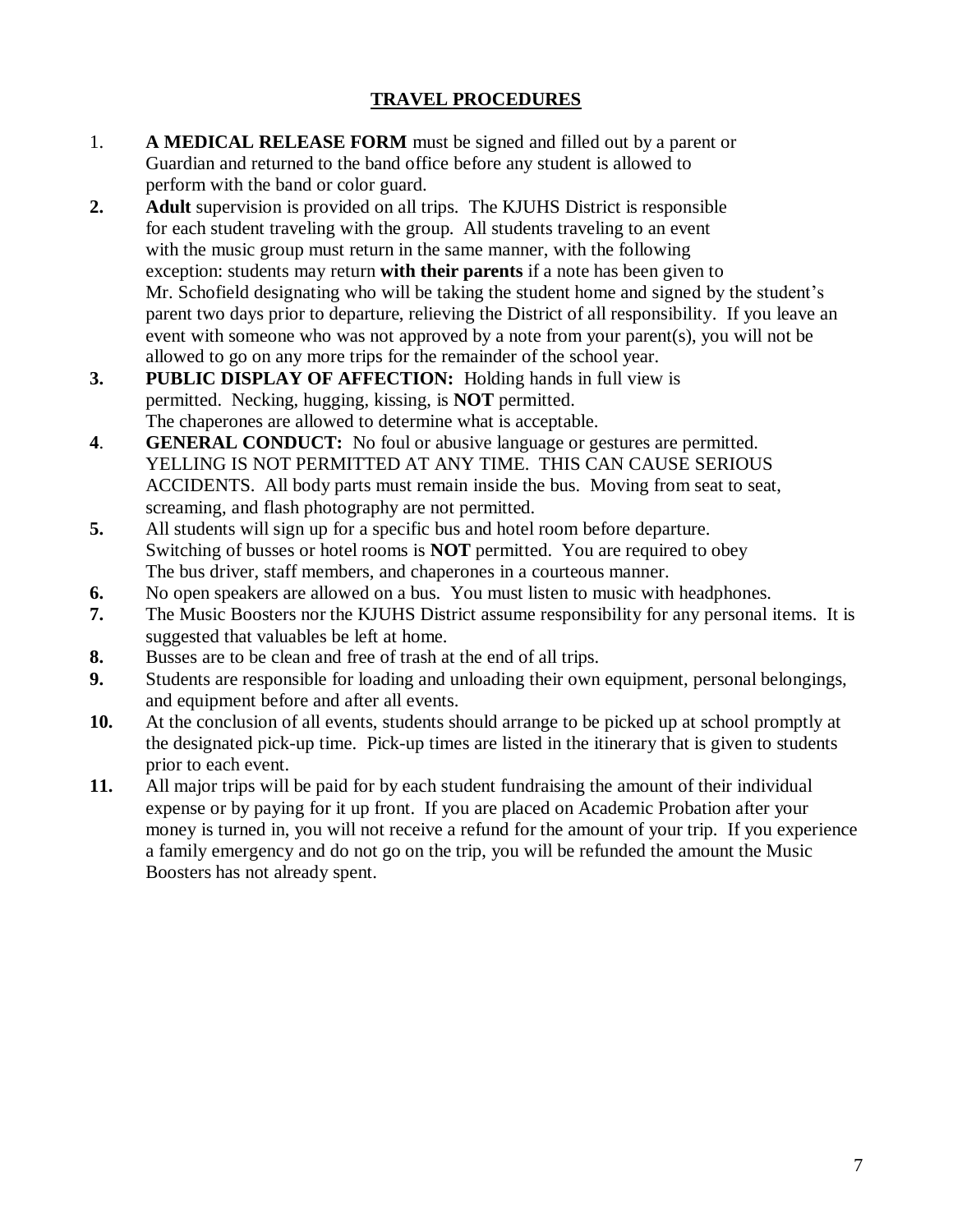## TRAVEL PROCEDURES

1. **A MEDICAL RELEASE FORM** must be signed and filled out by a parent or Guardian and returned to the band office before any student is allowed to perform with the band or color guard.
2. **Adult** supervision is provided on all trips. The KJUHS District is responsible for each student traveling with the group. All students traveling to an event with the music group must return in the same manner, with the following exception: students may return **with their parents** if a note has been given to Mr. Schofield designating who will be taking the student home and signed by the student's parent two days prior to departure, relieving the District of all responsibility. If you leave an event with someone who was not approved by a note from your parent(s), you will not be allowed to go on any more trips for the remainder of the school year.
3. **PUBLIC DISPLAY OF AFFECTION:** Holding hands in full view is permitted. Necking, hugging, kissing, is **NOT** permitted. The chaperones are allowed to determine what is acceptable.
4. **GENERAL CONDUCT:** No foul or abusive language or gestures are permitted. YELLING IS NOT PERMITTED AT ANY TIME. THIS CAN CAUSE SERIOUS ACCIDENTS. All body parts must remain inside the bus. Moving from seat to seat, screaming, and flash photography are not permitted.
5. All students will sign up for a specific bus and hotel room before departure. Switching of busses or hotel rooms is **NOT** permitted. You are required to obey The bus driver, staff members, and chaperones in a courteous manner.
6. No open speakers are allowed on a bus. You must listen to music with headphones.
7. The Music Boosters nor the KJUHS District assume responsibility for any personal items. It is suggested that valuables be left at home.
8. Busses are to be clean and free of trash at the end of all trips.
9. Students are responsible for loading and unloading their own equipment, personal belongings, and equipment before and after all events.
10. At the conclusion of all events, students should arrange to be picked up at school promptly at the designated pick-up time. Pick-up times are listed in the itinerary that is given to students prior to each event.
11. All major trips will be paid for by each student fundraising the amount of their individual expense or by paying for it up front. If you are placed on Academic Probation after your money is turned in, you will not receive a refund for the amount of your trip. If you experience a family emergency and do not go on the trip, you will be refunded the amount the Music Boosters has not already spent.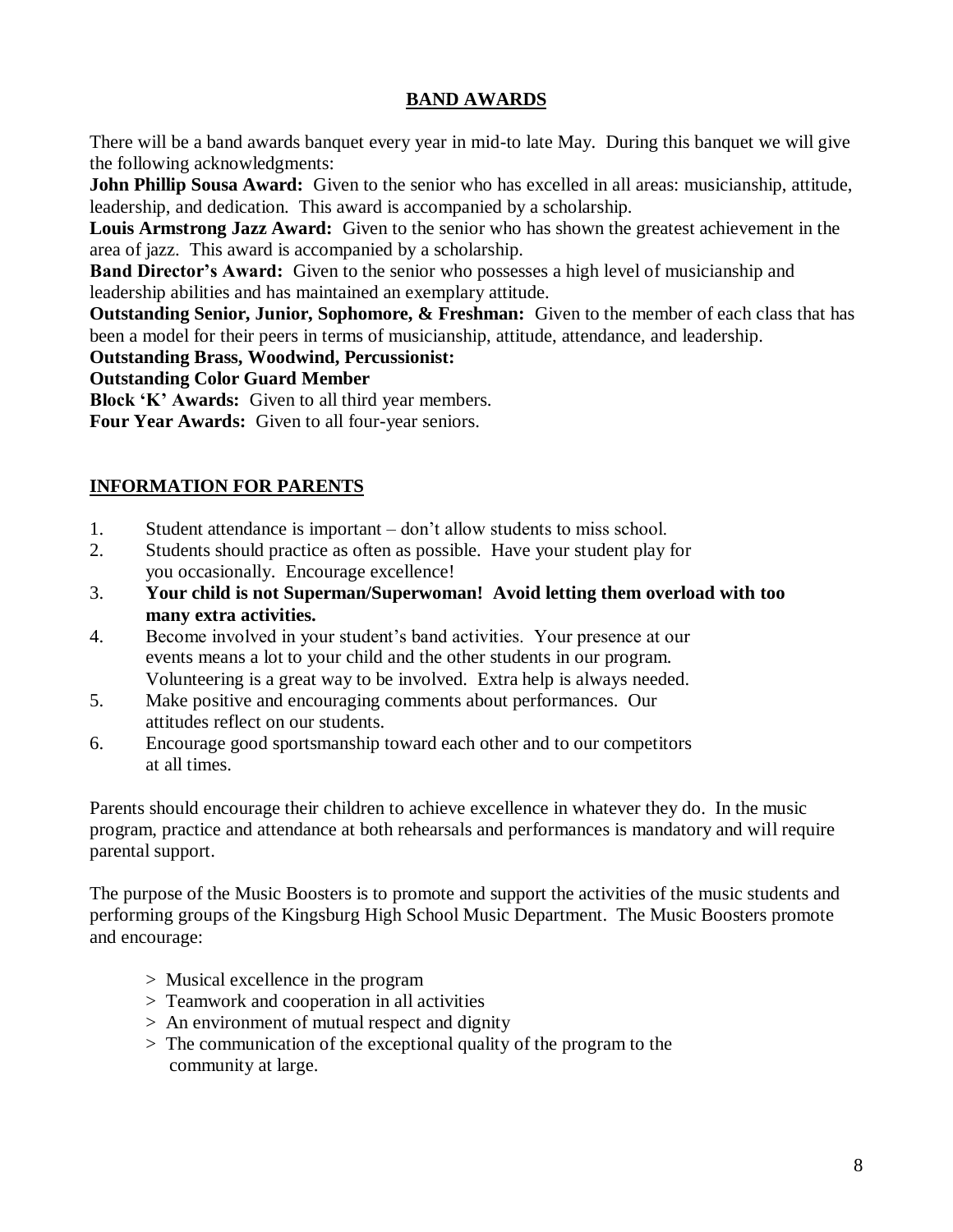## BAND AWARDS

There will be a band awards banquet every year in mid-to late May. During this banquet we will give the following acknowledgments:

**John Phillip Sousa Award:** Given to the senior who has excelled in all areas: musicianship, attitude, leadership, and dedication. This award is accompanied by a scholarship.

**Louis Armstrong Jazz Award:** Given to the senior who has shown the greatest achievement in the area of jazz. This award is accompanied by a scholarship.

**Band Director's Award:** Given to the senior who possesses a high level of musicianship and leadership abilities and has maintained an exemplary attitude.

**Outstanding Senior, Junior, Sophomore, & Freshman:** Given to the member of each class that has been a model for their peers in terms of musicianship, attitude, attendance, and leadership.

**Outstanding Brass, Woodwind, Percussionist:**

**Outstanding Color Guard Member**

**Block 'K' Awards:** Given to all third year members.

**Four Year Awards:** Given to all four-year seniors.

## INFORMATION FOR PARENTS

1. Student attendance is important – don't allow students to miss school.
2. Students should practice as often as possible. Have your student play for you occasionally. Encourage excellence!
3. **Your child is not Superman/Superwoman! Avoid letting them overload with too many extra activities.**
4. Become involved in your student's band activities. Your presence at our events means a lot to your child and the other students in our program. Volunteering is a great way to be involved. Extra help is always needed.
5. Make positive and encouraging comments about performances. Our attitudes reflect on our students.
6. Encourage good sportsmanship toward each other and to our competitors at all times.

Parents should encourage their children to achieve excellence in whatever they do. In the music program, practice and attendance at both rehearsals and performances is mandatory and will require parental support.

The purpose of the Music Boosters is to promote and support the activities of the music students and performing groups of the Kingsburg High School Music Department. The Music Boosters promote and encourage:

> Musical excellence in the program
> Teamwork and cooperation in all activities
> An environment of mutual respect and dignity
> The communication of the exceptional quality of the program to the community at large.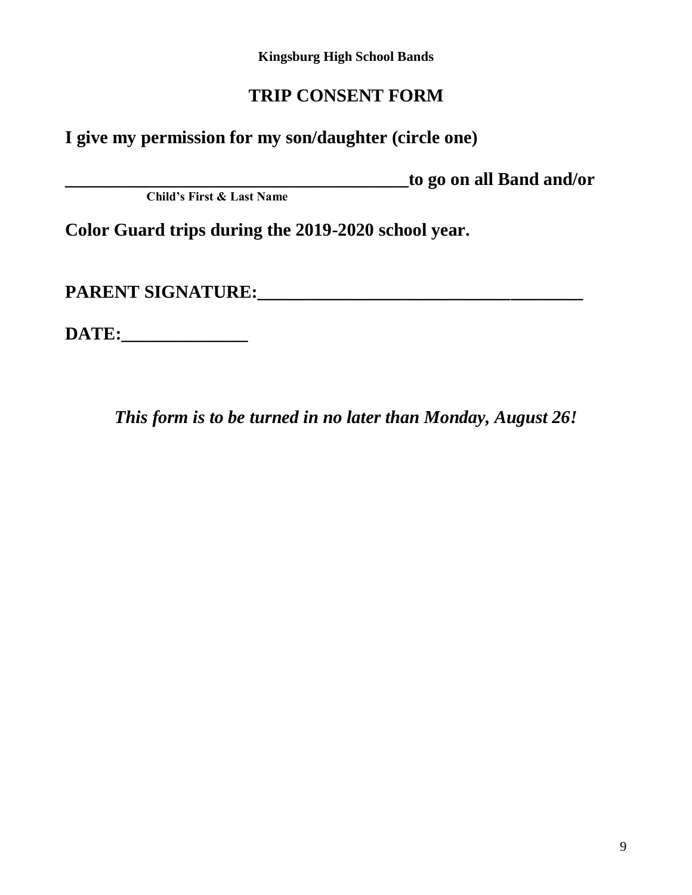**Kingsburg High School Bands**

## TRIP CONSENT FORM

**I give my permission for my son/daughter (circle one)**

**_______________________________________to go on all Band and/or**
**Child's First & Last Name**

**Color Guard trips during the 2019-2020 school year.**

**PARENT SIGNATURE:____________________________________**

**DATE:______________**

***This form is to be turned in no later than Monday, August 26!***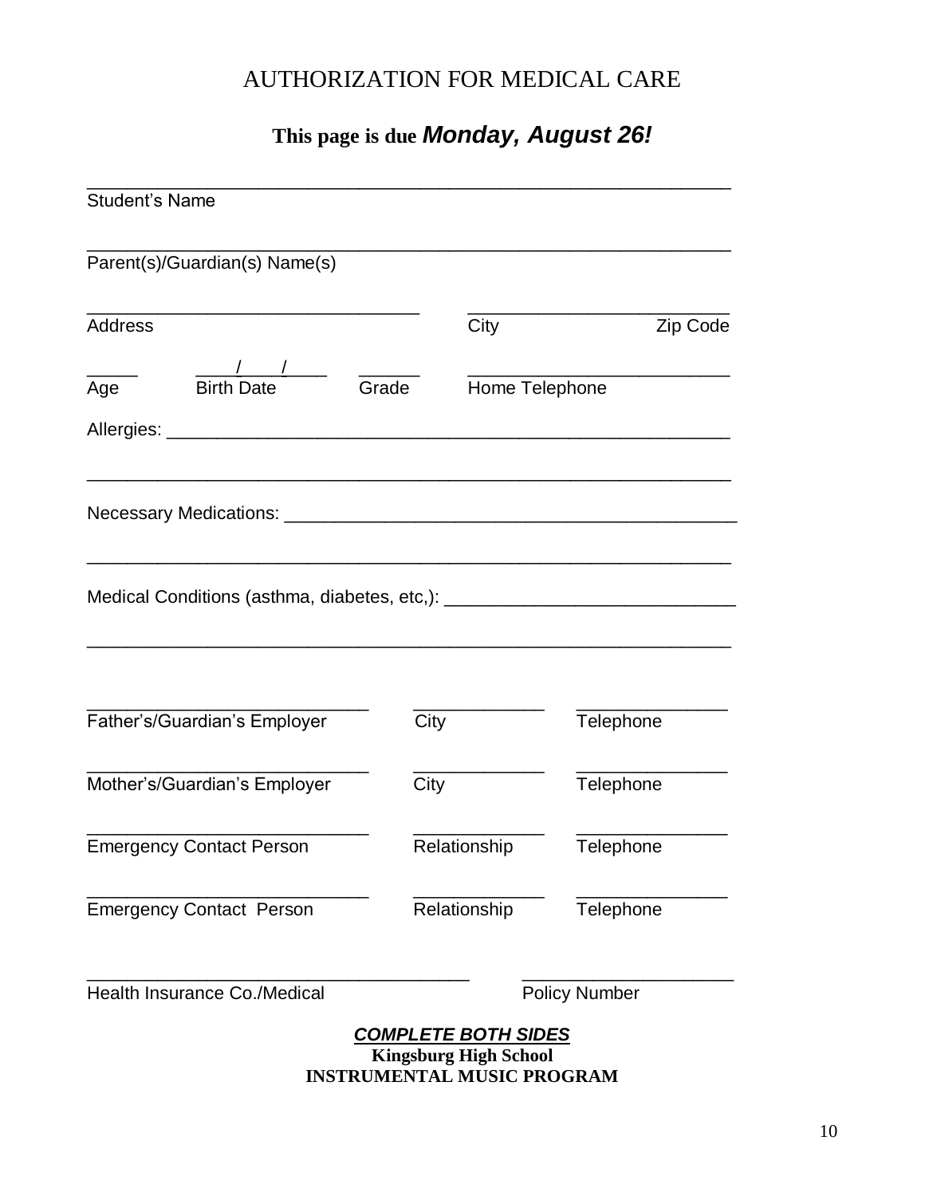# AUTHORIZATION FOR MEDICAL CARE

**This page is due *Monday, August 26!***

_______________________________________________________________
Student's Name

_______________________________________________________________
Parent(s)/Guardian(s) Name(s)

________________________________ ________________________________
Address City Zip Code

_____ ____/____/____ ______ __________________________
Age Birth Date Grade Home Telephone

Allergies: ______________________________________________________

_______________________________________________________________

Necessary Medications: ___________________________________________

_______________________________________________________________

Medical Conditions (asthma, diabetes, etc,): ____________________________

_______________________________________________________________

___________________________ _____________ _______________
Father's/Guardian's Employer City Telephone

___________________________ _____________ _______________
Mother's/Guardian's Employer City Telephone

___________________________ _____________ _______________
Emergency Contact Person Relationship Telephone

___________________________ _____________ _______________
Emergency Contact Person Relationship Telephone

_____________________________________ _____________________
Health Insurance Co./Medical Policy Number

***COMPLETE BOTH SIDES***

**Kingsburg High School**

**INSTRUMENTAL MUSIC PROGRAM**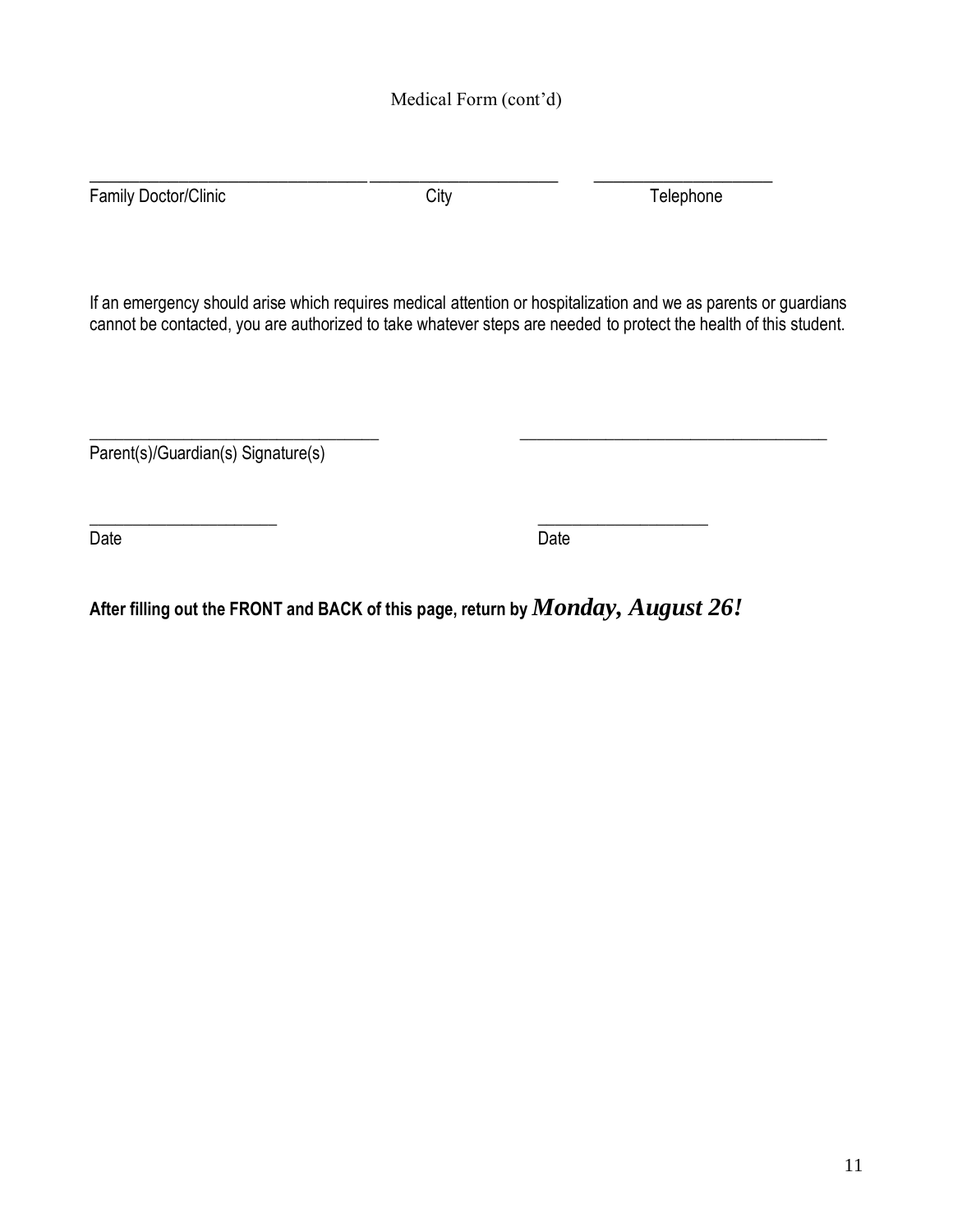Medical Form (cont'd)

\_\_\_\_\_\_\_\_\_\_\_\_\_\_\_\_\_\_\_\_\_\_\_\_\_\_\_\_\_\_\_\_\_\_ \_\_\_\_\_\_\_\_\_\_\_\_\_\_\_\_\_\_\_\_\_\_\_\_ \_\_\_\_\_\_\_\_\_\_\_\_\_\_\_\_\_\_\_\_\_\_

Family Doctor/Clinic City Telephone

If an emergency should arise which requires medical attention or hospitalization and we as parents or guardians cannot be contacted, you are authorized to take whatever steps are needed to protect the health of this student.

\_\_\_\_\_\_\_\_\_\_\_\_\_\_\_\_\_\_\_\_\_\_\_\_\_\_\_\_\_\_\_\_\_\_\_\_ \_\_\_\_\_\_\_\_\_\_\_\_\_\_\_\_\_\_\_\_\_\_\_\_\_\_\_\_\_\_\_\_\_\_\_\_\_\_

Parent(s)/Guardian(s) Signature(s)

\_\_\_\_\_\_\_\_\_\_\_\_\_\_\_\_\_\_\_\_\_\_\_\_ \_\_\_\_\_\_\_\_\_\_\_\_\_\_\_\_\_\_\_\_\_\_

Date Date

**After filling out the FRONT and BACK of this page, return by *Monday, August 26!***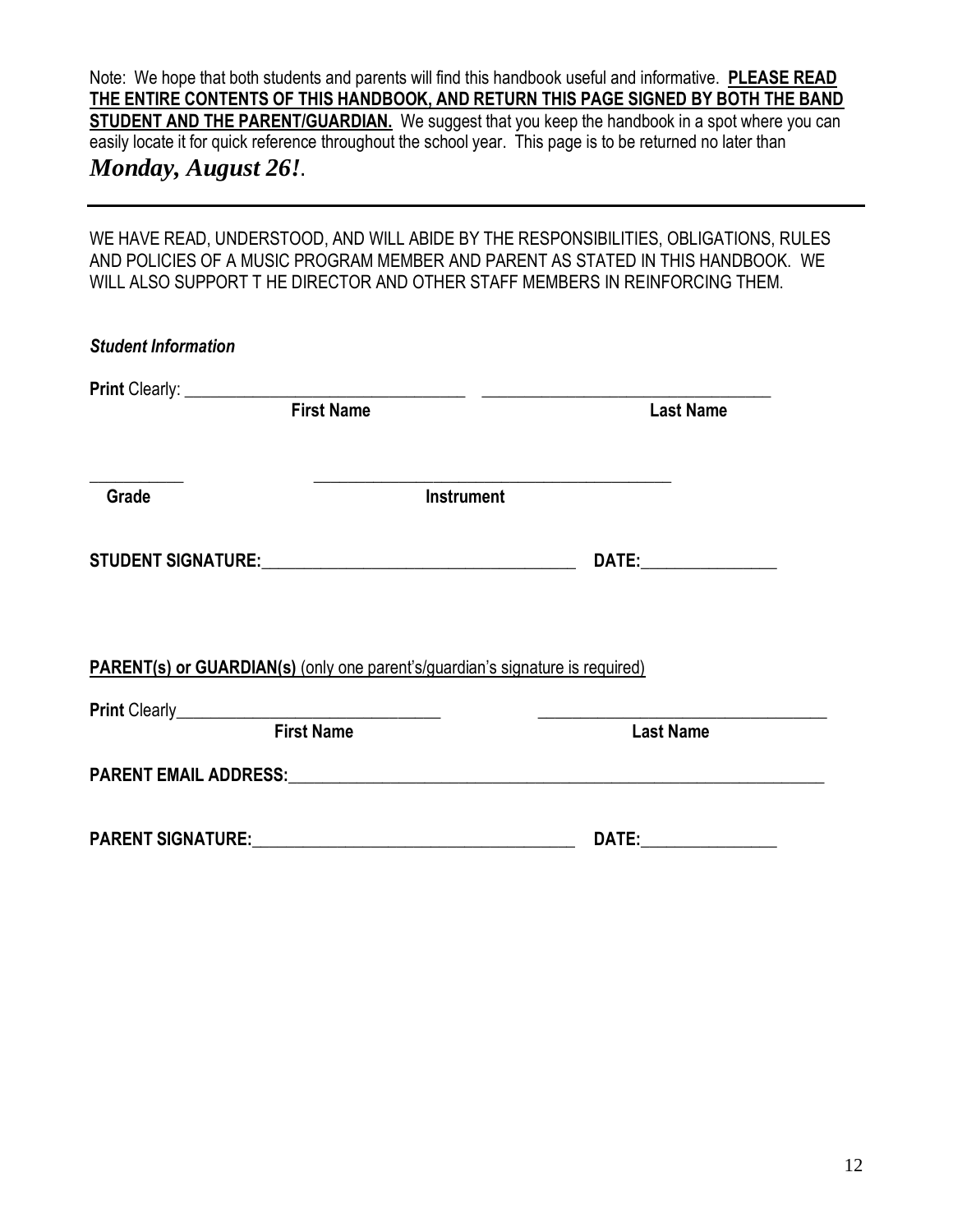Note: We hope that both students and parents will find this handbook useful and informative. **PLEASE READ THE ENTIRE CONTENTS OF THIS HANDBOOK, AND RETURN THIS PAGE SIGNED BY BOTH THE BAND STUDENT AND THE PARENT/GUARDIAN.** We suggest that you keep the handbook in a spot where you can easily locate it for quick reference throughout the school year. This page is to be returned no later than ***Monday, August 26!***.

---

WE HAVE READ, UNDERSTOOD, AND WILL ABIDE BY THE RESPONSIBILITIES, OBLIGATIONS, RULES AND POLICIES OF A MUSIC PROGRAM MEMBER AND PARENT AS STATED IN THIS HANDBOOK. WE WILL ALSO SUPPORT T HE DIRECTOR AND OTHER STAFF MEMBERS IN REINFORCING THEM.

***Student Information***

**Print** Clearly: ________________________________ ________________________________

**First Name** **Last Name**

___________ ________________________________________

**Grade** **Instrument**

**STUDENT SIGNATURE:**____________________________________ **DATE:**________________

**PARENT(s) or GUARDIAN(s)** (only one parent's/guardian's signature is required)

**Print** Clearly______________________________ ________________________________

**First Name** **Last Name**

**PARENT EMAIL ADDRESS:**_______________________________________________________________

**PARENT SIGNATURE:**_____________________________________ **DATE:**________________